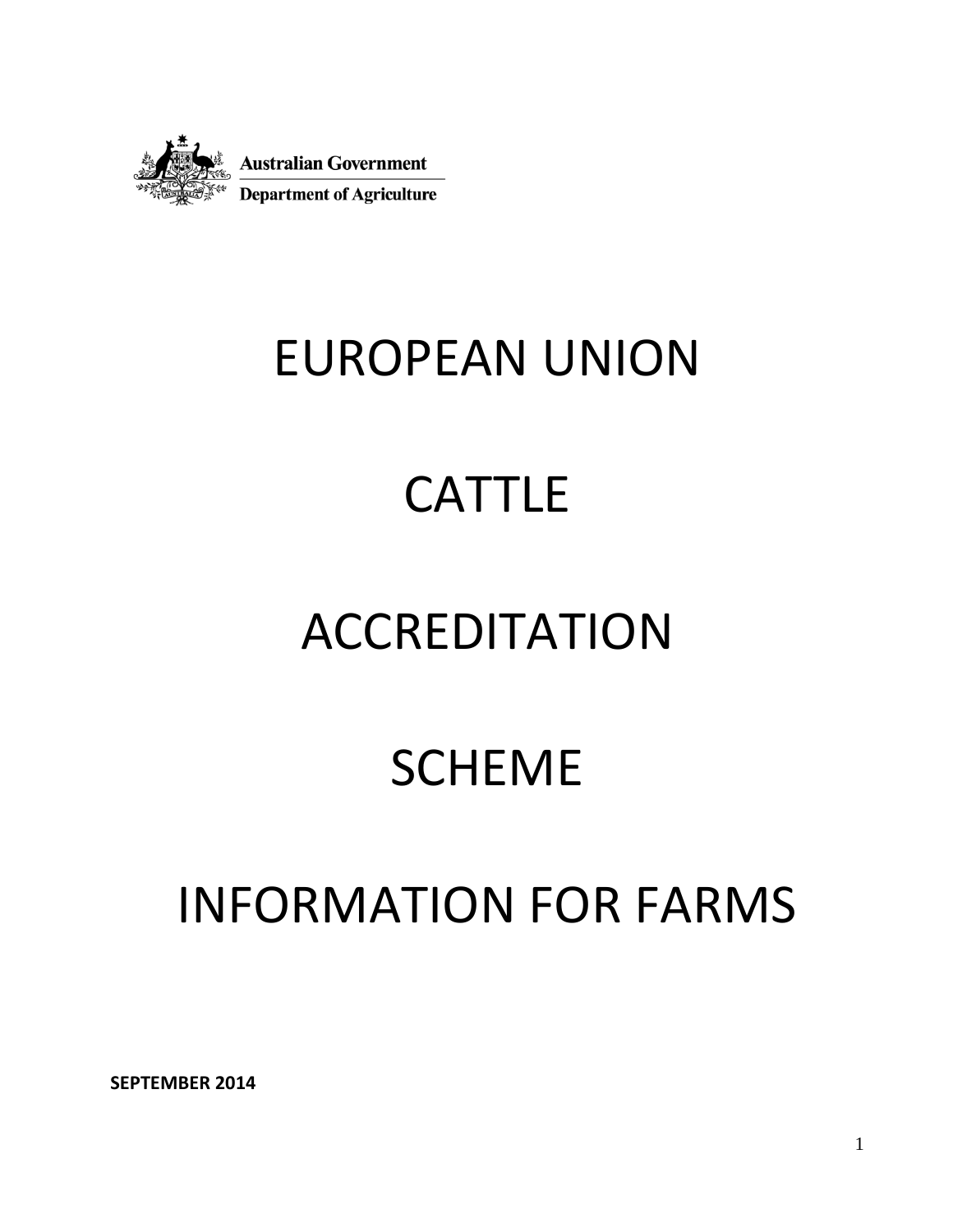Australian Government

Department of Agriculture

# EUROPEAN UNION

# CATTLE

# ACCREDITATION

# SCHEME

# INFORMATION FOR FARMS

**SEPTEMBER 2014**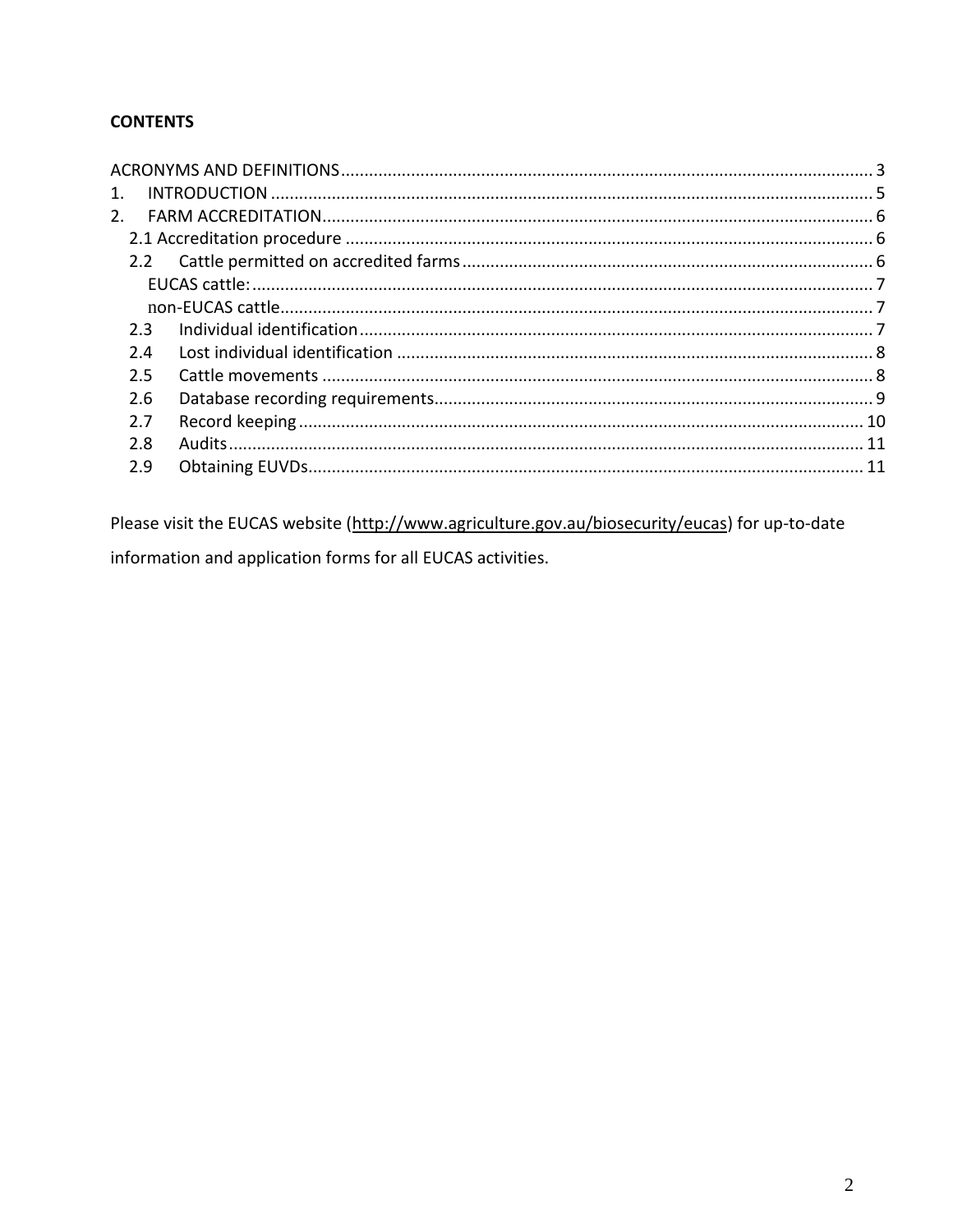**CONTENTS**

ACRONYMS AND DEFINITIONS ........ 3
1. INTRODUCTION ........ 5
2. FARM ACCREDITATION ........ 6
   - 2.1 Accreditation procedure ........ 6
   - 2.2 Cattle permitted on accredited farms ........ 6
     - EUCAS cattle: ........ 7
     - non-EUCAS cattle ........ 7
   - 2.3 Individual identification ........ 7
   - 2.4 Lost individual identification ........ 8
   - 2.5 Cattle movements ........ 8
   - 2.6 Database recording requirements ........ 9
   - 2.7 Record keeping ........ 10
   - 2.8 Audits ........ 11
   - 2.9 Obtaining EUVDs ........ 11

Please visit the EUCAS website (http://www.agriculture.gov.au/biosecurity/eucas) for up-to-date information and application forms for all EUCAS activities.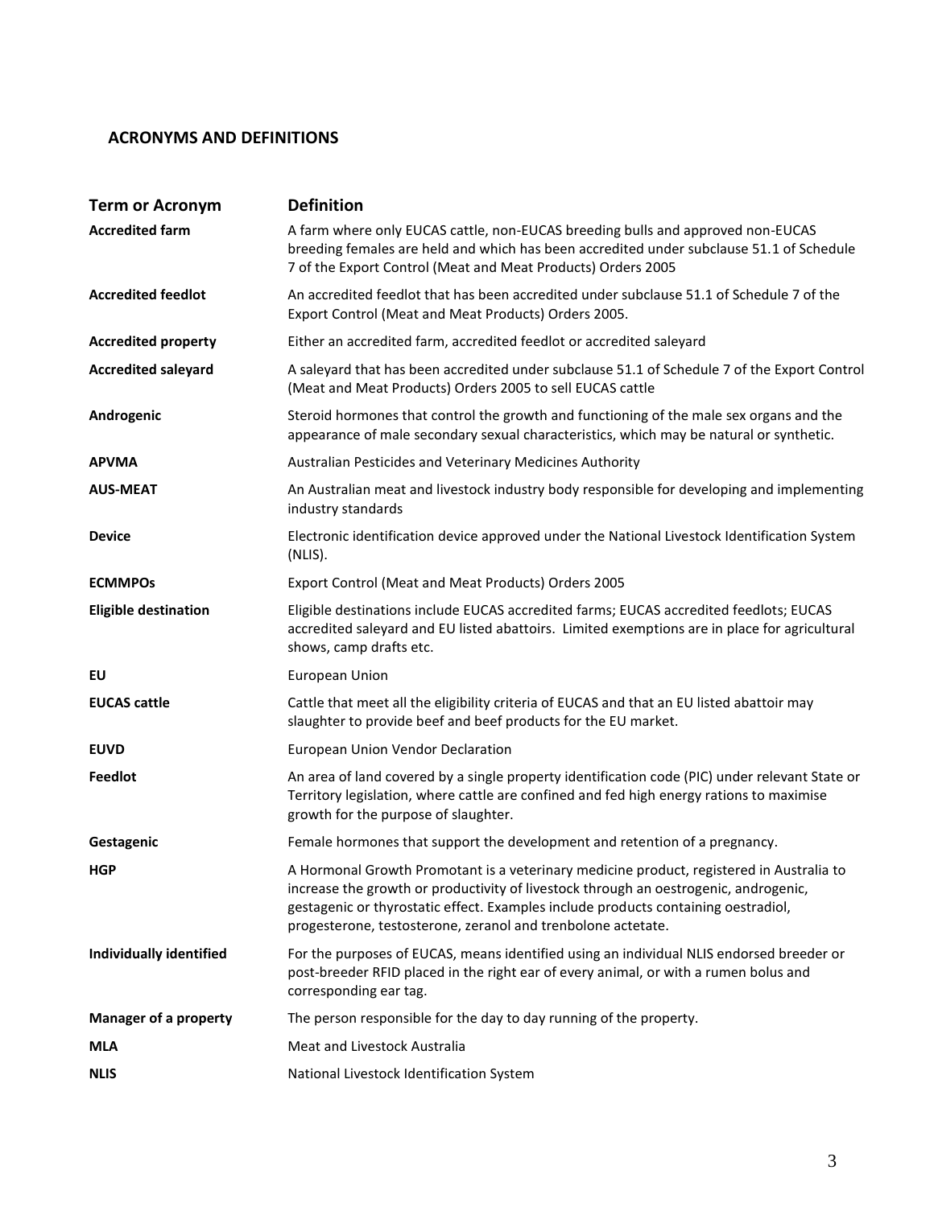## ACRONYMS AND DEFINITIONS

| Term or Acronym | Definition |
| --- | --- |
| **Accredited farm** | A farm where only EUCAS cattle, non-EUCAS breeding bulls and approved non-EUCAS breeding females are held and which has been accredited under subclause 51.1 of Schedule 7 of the Export Control (Meat and Meat Products) Orders 2005 |
| **Accredited feedlot** | An accredited feedlot that has been accredited under subclause 51.1 of Schedule 7 of the Export Control (Meat and Meat Products) Orders 2005. |
| **Accredited property** | Either an accredited farm, accredited feedlot or accredited saleyard |
| **Accredited saleyard** | A saleyard that has been accredited under subclause 51.1 of Schedule 7 of the Export Control (Meat and Meat Products) Orders 2005 to sell EUCAS cattle |
| **Androgenic** | Steroid hormones that control the growth and functioning of the male sex organs and the appearance of male secondary sexual characteristics, which may be natural or synthetic. |
| **APVMA** | Australian Pesticides and Veterinary Medicines Authority |
| **AUS-MEAT** | An Australian meat and livestock industry body responsible for developing and implementing industry standards |
| **Device** | Electronic identification device approved under the National Livestock Identification System (NLIS). |
| **ECMMPOs** | Export Control (Meat and Meat Products) Orders 2005 |
| **Eligible destination** | Eligible destinations include EUCAS accredited farms; EUCAS accredited feedlots; EUCAS accredited saleyard and EU listed abattoirs. Limited exemptions are in place for agricultural shows, camp drafts etc. |
| **EU** | European Union |
| **EUCAS cattle** | Cattle that meet all the eligibility criteria of EUCAS and that an EU listed abattoir may slaughter to provide beef and beef products for the EU market. |
| **EUVD** | European Union Vendor Declaration |
| **Feedlot** | An area of land covered by a single property identification code (PIC) under relevant State or Territory legislation, where cattle are confined and fed high energy rations to maximise growth for the purpose of slaughter. |
| **Gestagenic** | Female hormones that support the development and retention of a pregnancy. |
| **HGP** | A Hormonal Growth Promotant is a veterinary medicine product, registered in Australia to increase the growth or productivity of livestock through an oestrogenic, androgenic, gestagenic or thyrostatic effect. Examples include products containing oestradiol, progesterone, testosterone, zeranol and trenbolone actetate. |
| **Individually identified** | For the purposes of EUCAS, means identified using an individual NLIS endorsed breeder or post-breeder RFID placed in the right ear of every animal, or with a rumen bolus and corresponding ear tag. |
| **Manager of a property** | The person responsible for the day to day running of the property. |
| **MLA** | Meat and Livestock Australia |
| **NLIS** | National Livestock Identification System |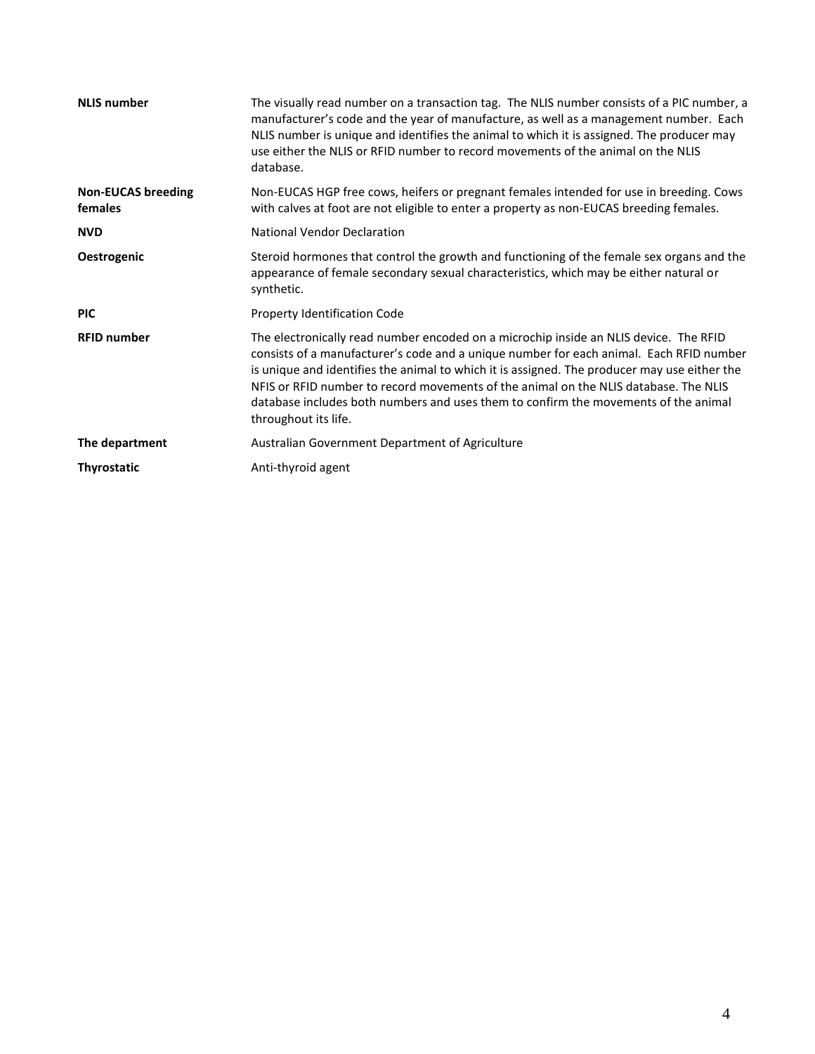| | |
|---|---|
| **NLIS number** | The visually read number on a transaction tag. The NLIS number consists of a PIC number, a manufacturer's code and the year of manufacture, as well as a management number. Each NLIS number is unique and identifies the animal to which it is assigned. The producer may use either the NLIS or RFID number to record movements of the animal on the NLIS database. |
| **Non-EUCAS breeding females** | Non-EUCAS HGP free cows, heifers or pregnant females intended for use in breeding. Cows with calves at foot are not eligible to enter a property as non-EUCAS breeding females. |
| **NVD** | National Vendor Declaration |
| **Oestrogenic** | Steroid hormones that control the growth and functioning of the female sex organs and the appearance of female secondary sexual characteristics, which may be either natural or synthetic. |
| **PIC** | Property Identification Code |
| **RFID number** | The electronically read number encoded on a microchip inside an NLIS device. The RFID consists of a manufacturer's code and a unique number for each animal. Each RFID number is unique and identifies the animal to which it is assigned. The producer may use either the NFIS or RFID number to record movements of the animal on the NLIS database. The NLIS database includes both numbers and uses them to confirm the movements of the animal throughout its life. |
| **The department** | Australian Government Department of Agriculture |
| **Thyrostatic** | Anti-thyroid agent |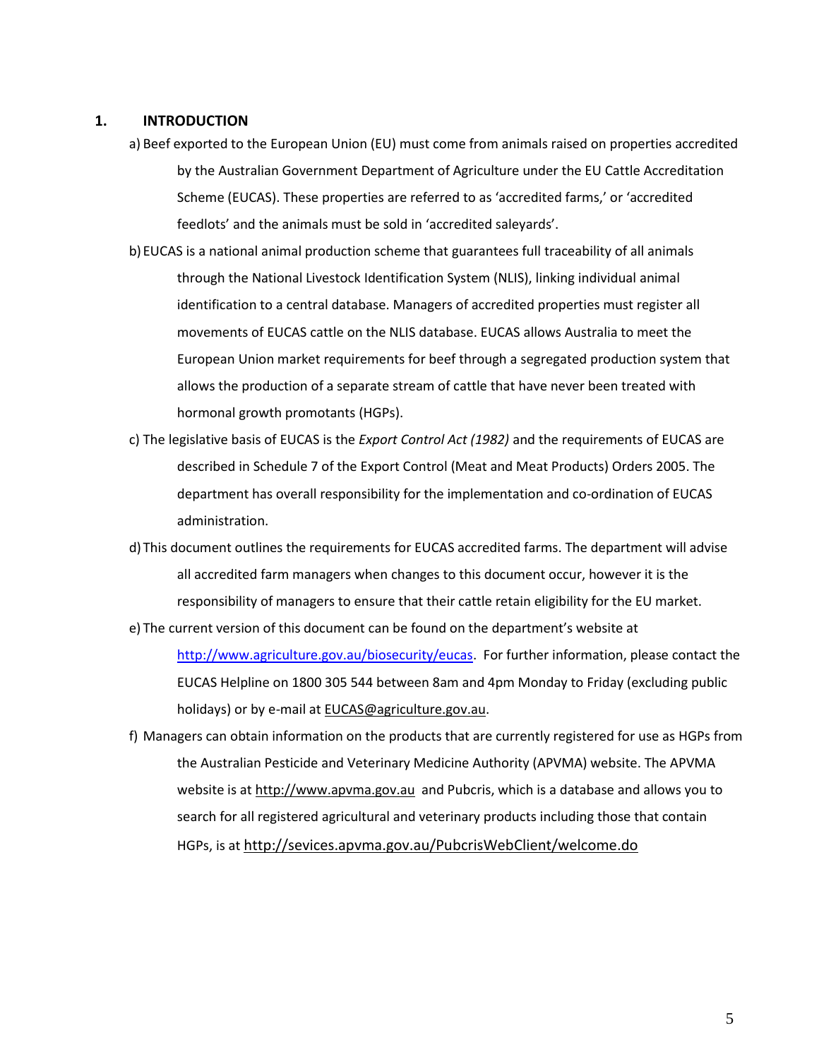## 1. INTRODUCTION

a) Beef exported to the European Union (EU) must come from animals raised on properties accredited by the Australian Government Department of Agriculture under the EU Cattle Accreditation Scheme (EUCAS). These properties are referred to as 'accredited farms,' or 'accredited feedlots' and the animals must be sold in 'accredited saleyards'.

b) EUCAS is a national animal production scheme that guarantees full traceability of all animals through the National Livestock Identification System (NLIS), linking individual animal identification to a central database. Managers of accredited properties must register all movements of EUCAS cattle on the NLIS database. EUCAS allows Australia to meet the European Union market requirements for beef through a segregated production system that allows the production of a separate stream of cattle that have never been treated with hormonal growth promotants (HGPs).

c) The legislative basis of EUCAS is the *Export Control Act (1982)* and the requirements of EUCAS are described in Schedule 7 of the Export Control (Meat and Meat Products) Orders 2005. The department has overall responsibility for the implementation and co-ordination of EUCAS administration.

d) This document outlines the requirements for EUCAS accredited farms. The department will advise all accredited farm managers when changes to this document occur, however it is the responsibility of managers to ensure that their cattle retain eligibility for the EU market.

e) The current version of this document can be found on the department's website at http://www.agriculture.gov.au/biosecurity/eucas. For further information, please contact the EUCAS Helpline on 1800 305 544 between 8am and 4pm Monday to Friday (excluding public holidays) or by e-mail at EUCAS@agriculture.gov.au.

f) Managers can obtain information on the products that are currently registered for use as HGPs from the Australian Pesticide and Veterinary Medicine Authority (APVMA) website. The APVMA website is at http://www.apvma.gov.au and Pubcris, which is a database and allows you to search for all registered agricultural and veterinary products including those that contain HGPs, is at http://sevices.apvma.gov.au/PubcrisWebClient/welcome.do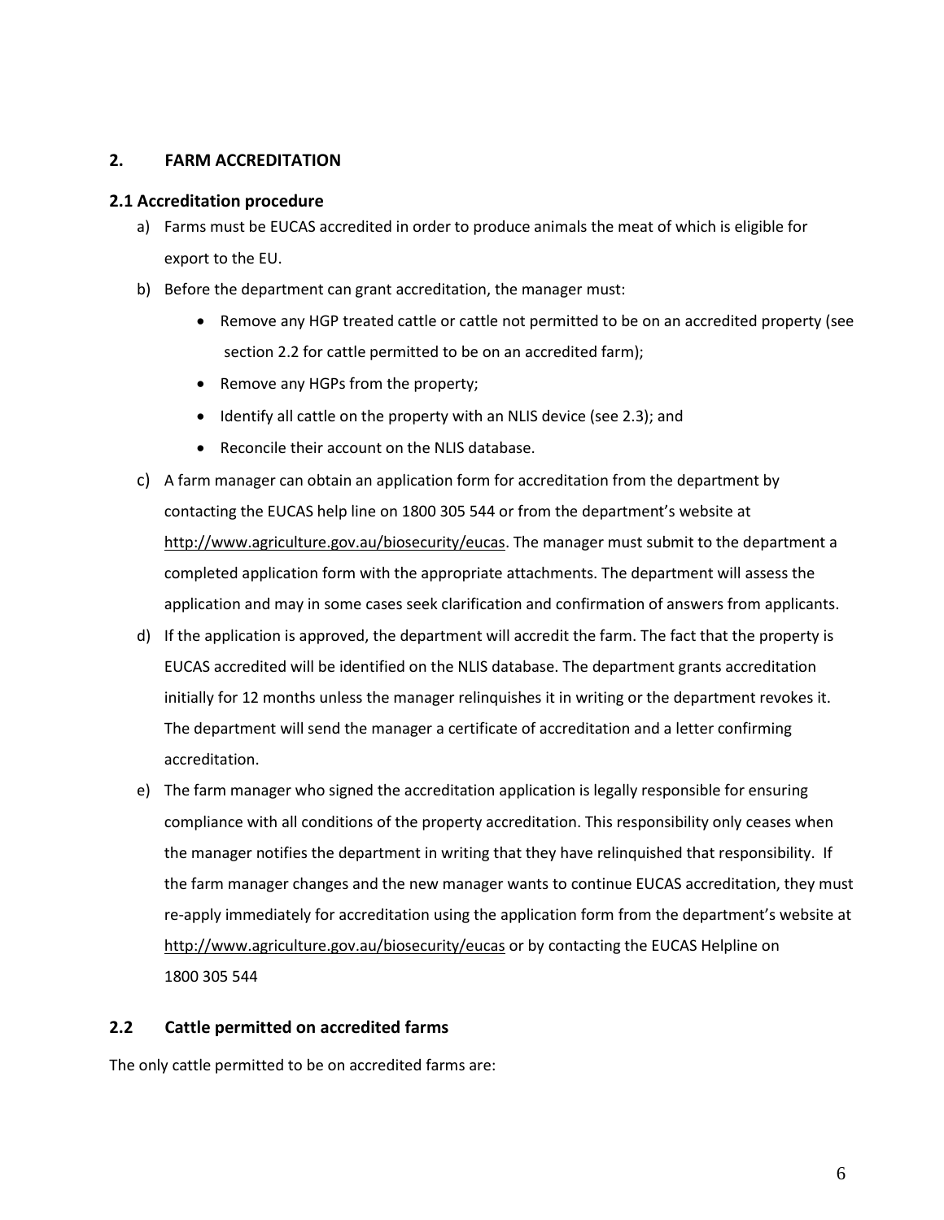## 2. FARM ACCREDITATION

### 2.1 Accreditation procedure

a) Farms must be EUCAS accredited in order to produce animals the meat of which is eligible for export to the EU.

b) Before the department can grant accreditation, the manager must:
   - Remove any HGP treated cattle or cattle not permitted to be on an accredited property (see section 2.2 for cattle permitted to be on an accredited farm);
   - Remove any HGPs from the property;
   - Identify all cattle on the property with an NLIS device (see 2.3); and
   - Reconcile their account on the NLIS database.

c) A farm manager can obtain an application form for accreditation from the department by contacting the EUCAS help line on 1800 305 544 or from the department's website at http://www.agriculture.gov.au/biosecurity/eucas. The manager must submit to the department a completed application form with the appropriate attachments. The department will assess the application and may in some cases seek clarification and confirmation of answers from applicants.

d) If the application is approved, the department will accredit the farm. The fact that the property is EUCAS accredited will be identified on the NLIS database. The department grants accreditation initially for 12 months unless the manager relinquishes it in writing or the department revokes it. The department will send the manager a certificate of accreditation and a letter confirming accreditation.

e) The farm manager who signed the accreditation application is legally responsible for ensuring compliance with all conditions of the property accreditation. This responsibility only ceases when the manager notifies the department in writing that they have relinquished that responsibility. If the farm manager changes and the new manager wants to continue EUCAS accreditation, they must re-apply immediately for accreditation using the application form from the department's website at http://www.agriculture.gov.au/biosecurity/eucas or by contacting the EUCAS Helpline on 1800 305 544

### 2.2 Cattle permitted on accredited farms

The only cattle permitted to be on accredited farms are: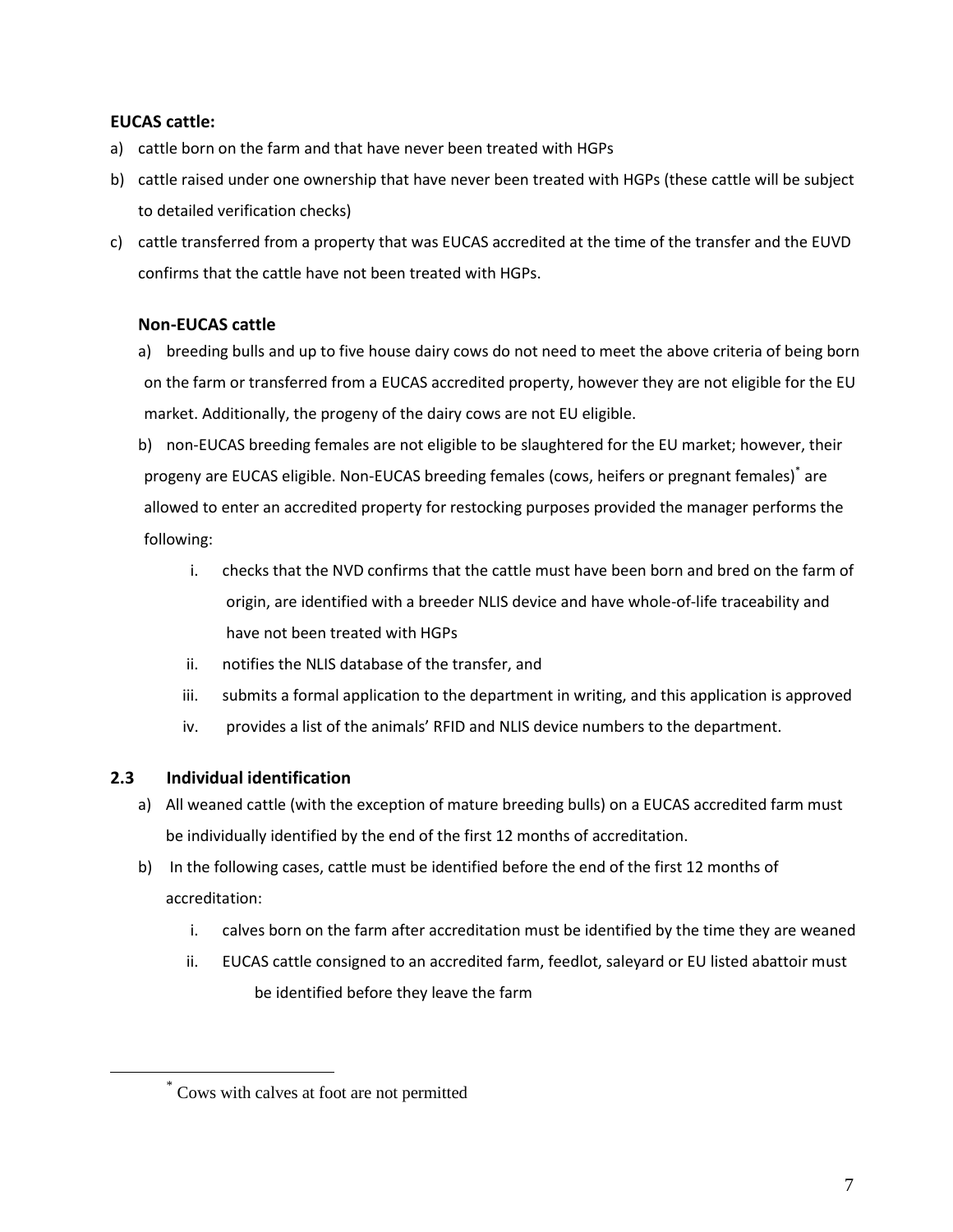**EUCAS cattle:**

a) cattle born on the farm and that have never been treated with HGPs
b) cattle raised under one ownership that have never been treated with HGPs (these cattle will be subject to detailed verification checks)
c) cattle transferred from a property that was EUCAS accredited at the time of the transfer and the EUVD confirms that the cattle have not been treated with HGPs.

**Non-EUCAS cattle**

a) breeding bulls and up to five house dairy cows do not need to meet the above criteria of being born on the farm or transferred from a EUCAS accredited property, however they are not eligible for the EU market. Additionally, the progeny of the dairy cows are not EU eligible.

b) non-EUCAS breeding females are not eligible to be slaughtered for the EU market; however, their progeny are EUCAS eligible. Non-EUCAS breeding females (cows, heifers or pregnant females)[*] are allowed to enter an accredited property for restocking purposes provided the manager performs the following:

i. checks that the NVD confirms that the cattle must have been born and bred on the farm of origin, are identified with a breeder NLIS device and have whole-of-life traceability and have not been treated with HGPs
ii. notifies the NLIS database of the transfer, and
iii. submits a formal application to the department in writing, and this application is approved
iv. provides a list of the animals' RFID and NLIS device numbers to the department.

## 2.3 Individual identification

a) All weaned cattle (with the exception of mature breeding bulls) on a EUCAS accredited farm must be individually identified by the end of the first 12 months of accreditation.

b) In the following cases, cattle must be identified before the end of the first 12 months of accreditation:

i. calves born on the farm after accreditation must be identified by the time they are weaned
ii. EUCAS cattle consigned to an accredited farm, feedlot, saleyard or EU listed abattoir must be identified before they leave the farm

[*] Cows with calves at foot are not permitted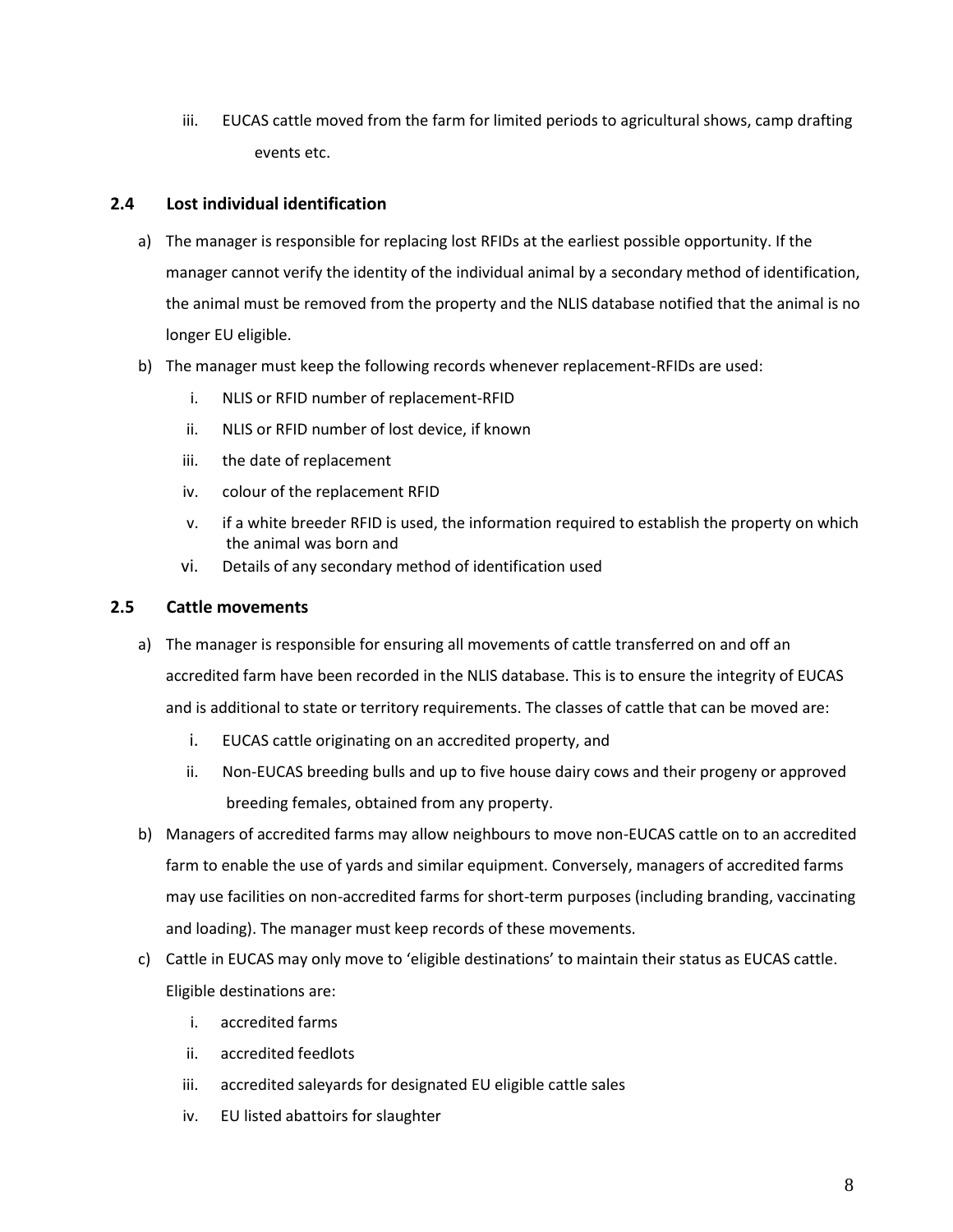iii. EUCAS cattle moved from the farm for limited periods to agricultural shows, camp drafting events etc.

### 2.4 Lost individual identification

a) The manager is responsible for replacing lost RFIDs at the earliest possible opportunity. If the manager cannot verify the identity of the individual animal by a secondary method of identification, the animal must be removed from the property and the NLIS database notified that the animal is no longer EU eligible.

b) The manager must keep the following records whenever replacement-RFIDs are used:

   i. NLIS or RFID number of replacement-RFID
   ii. NLIS or RFID number of lost device, if known
   iii. the date of replacement
   iv. colour of the replacement RFID
   v. if a white breeder RFID is used, the information required to establish the property on which the animal was born and
   vi. Details of any secondary method of identification used

### 2.5 Cattle movements

a) The manager is responsible for ensuring all movements of cattle transferred on and off an accredited farm have been recorded in the NLIS database. This is to ensure the integrity of EUCAS and is additional to state or territory requirements. The classes of cattle that can be moved are:

   i. EUCAS cattle originating on an accredited property, and
   ii. Non-EUCAS breeding bulls and up to five house dairy cows and their progeny or approved breeding females, obtained from any property.

b) Managers of accredited farms may allow neighbours to move non-EUCAS cattle on to an accredited farm to enable the use of yards and similar equipment. Conversely, managers of accredited farms may use facilities on non-accredited farms for short-term purposes (including branding, vaccinating and loading). The manager must keep records of these movements.

c) Cattle in EUCAS may only move to 'eligible destinations' to maintain their status as EUCAS cattle. Eligible destinations are:

   i. accredited farms
   ii. accredited feedlots
   iii. accredited saleyards for designated EU eligible cattle sales
   iv. EU listed abattoirs for slaughter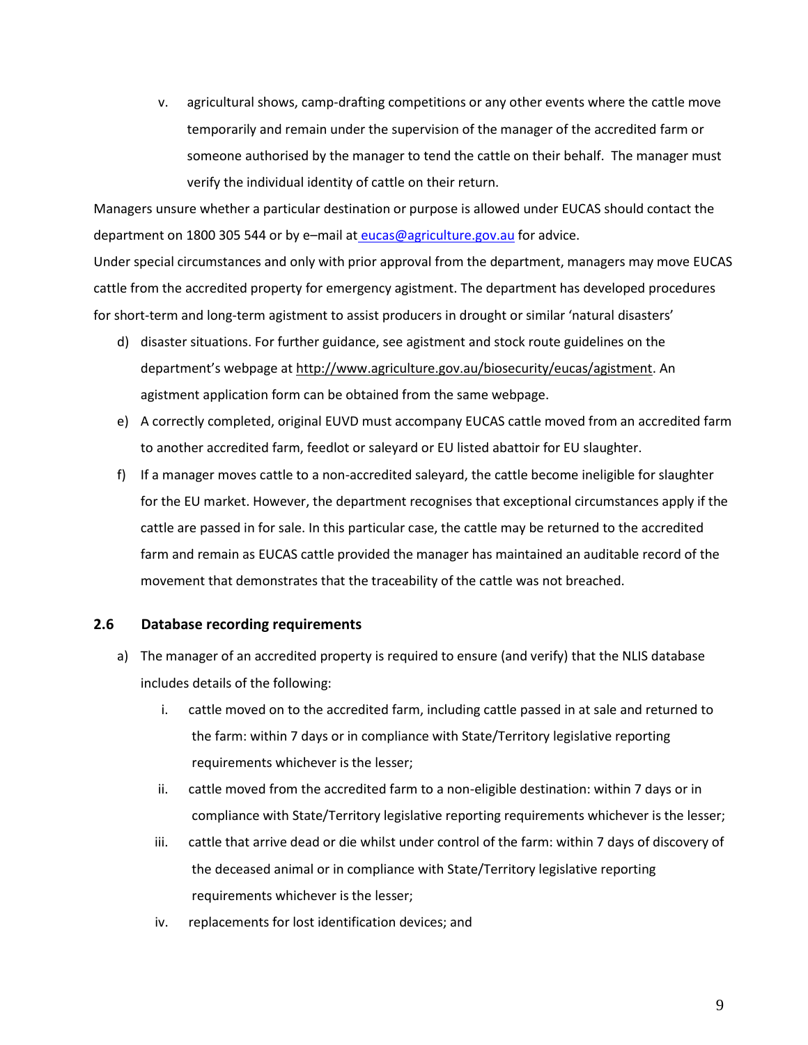v. agricultural shows, camp-drafting competitions or any other events where the cattle move temporarily and remain under the supervision of the manager of the accredited farm or someone authorised by the manager to tend the cattle on their behalf. The manager must verify the individual identity of cattle on their return.

Managers unsure whether a particular destination or purpose is allowed under EUCAS should contact the department on 1800 305 544 or by e–mail at eucas@agriculture.gov.au for advice.

Under special circumstances and only with prior approval from the department, managers may move EUCAS cattle from the accredited property for emergency agistment. The department has developed procedures for short-term and long-term agistment to assist producers in drought or similar 'natural disasters'

d) disaster situations. For further guidance, see agistment and stock route guidelines on the department's webpage at http://www.agriculture.gov.au/biosecurity/eucas/agistment. An agistment application form can be obtained from the same webpage.

e) A correctly completed, original EUVD must accompany EUCAS cattle moved from an accredited farm to another accredited farm, feedlot or saleyard or EU listed abattoir for EU slaughter.

f) If a manager moves cattle to a non-accredited saleyard, the cattle become ineligible for slaughter for the EU market. However, the department recognises that exceptional circumstances apply if the cattle are passed in for sale. In this particular case, the cattle may be returned to the accredited farm and remain as EUCAS cattle provided the manager has maintained an auditable record of the movement that demonstrates that the traceability of the cattle was not breached.

### 2.6 Database recording requirements

a) The manager of an accredited property is required to ensure (and verify) that the NLIS database includes details of the following:

   i. cattle moved on to the accredited farm, including cattle passed in at sale and returned to the farm: within 7 days or in compliance with State/Territory legislative reporting requirements whichever is the lesser;

   ii. cattle moved from the accredited farm to a non-eligible destination: within 7 days or in compliance with State/Territory legislative reporting requirements whichever is the lesser;

   iii. cattle that arrive dead or die whilst under control of the farm: within 7 days of discovery of the deceased animal or in compliance with State/Territory legislative reporting requirements whichever is the lesser;

   iv. replacements for lost identification devices; and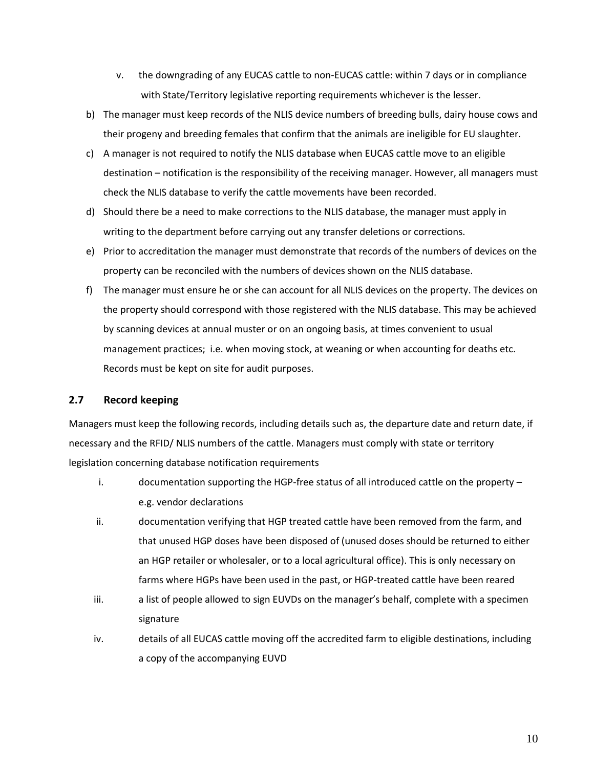v. the downgrading of any EUCAS cattle to non-EUCAS cattle: within 7 days or in compliance with State/Territory legislative reporting requirements whichever is the lesser.

b) The manager must keep records of the NLIS device numbers of breeding bulls, dairy house cows and their progeny and breeding females that confirm that the animals are ineligible for EU slaughter.

c) A manager is not required to notify the NLIS database when EUCAS cattle move to an eligible destination – notification is the responsibility of the receiving manager. However, all managers must check the NLIS database to verify the cattle movements have been recorded.

d) Should there be a need to make corrections to the NLIS database, the manager must apply in writing to the department before carrying out any transfer deletions or corrections.

e) Prior to accreditation the manager must demonstrate that records of the numbers of devices on the property can be reconciled with the numbers of devices shown on the NLIS database.

f) The manager must ensure he or she can account for all NLIS devices on the property. The devices on the property should correspond with those registered with the NLIS database. This may be achieved by scanning devices at annual muster or on an ongoing basis, at times convenient to usual management practices; i.e. when moving stock, at weaning or when accounting for deaths etc. Records must be kept on site for audit purposes.

## 2.7 Record keeping

Managers must keep the following records, including details such as, the departure date and return date, if necessary and the RFID/ NLIS numbers of the cattle. Managers must comply with state or territory legislation concerning database notification requirements

i. documentation supporting the HGP-free status of all introduced cattle on the property – e.g. vendor declarations

ii. documentation verifying that HGP treated cattle have been removed from the farm, and that unused HGP doses have been disposed of (unused doses should be returned to either an HGP retailer or wholesaler, or to a local agricultural office). This is only necessary on farms where HGPs have been used in the past, or HGP-treated cattle have been reared

iii. a list of people allowed to sign EUVDs on the manager's behalf, complete with a specimen signature

iv. details of all EUCAS cattle moving off the accredited farm to eligible destinations, including a copy of the accompanying EUVD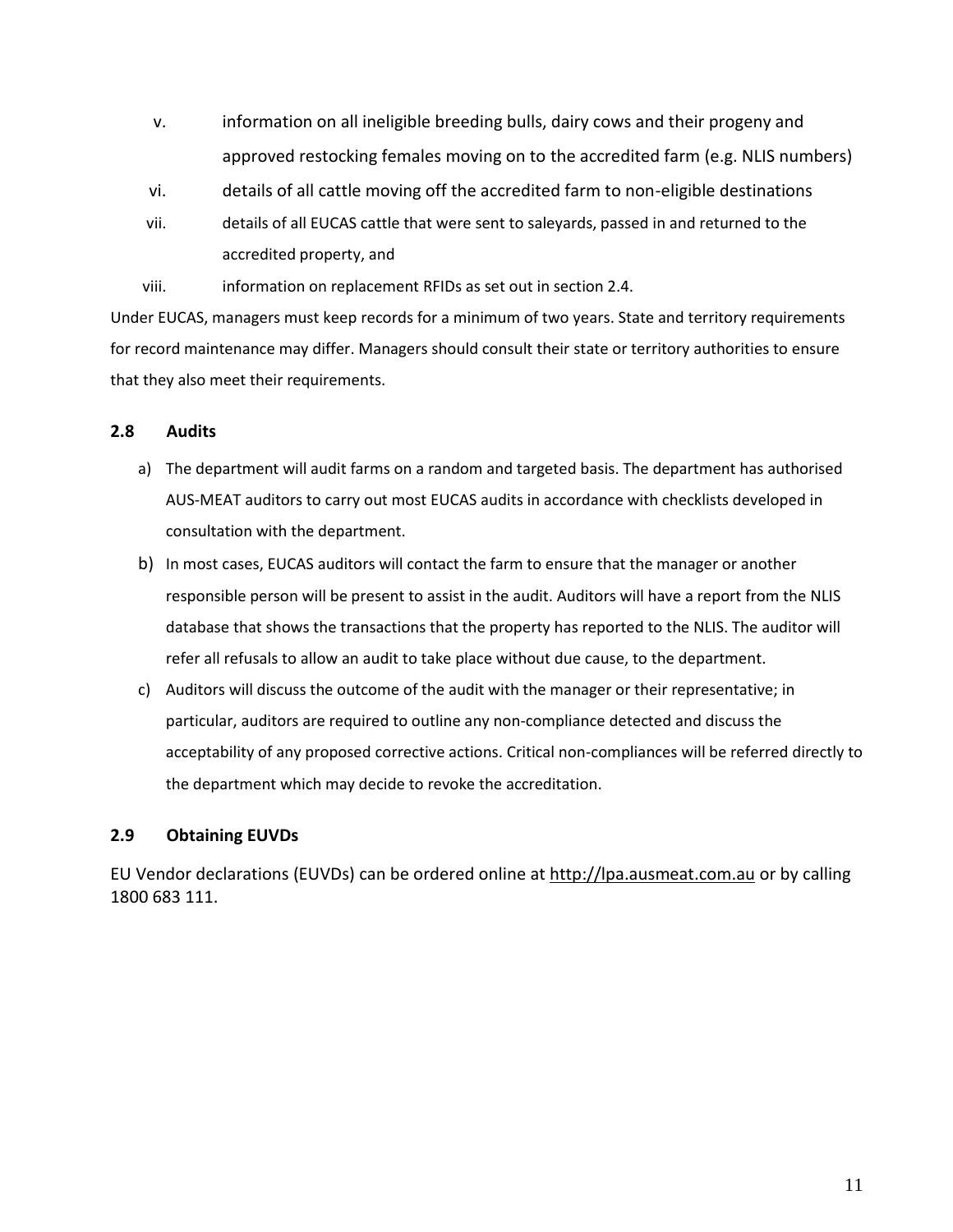v. information on all ineligible breeding bulls, dairy cows and their progeny and approved restocking females moving on to the accredited farm (e.g. NLIS numbers)

vi. details of all cattle moving off the accredited farm to non-eligible destinations

vii. details of all EUCAS cattle that were sent to saleyards, passed in and returned to the accredited property, and

viii. information on replacement RFIDs as set out in section 2.4.

Under EUCAS, managers must keep records for a minimum of two years. State and territory requirements for record maintenance may differ. Managers should consult their state or territory authorities to ensure that they also meet their requirements.

### 2.8 Audits

a) The department will audit farms on a random and targeted basis. The department has authorised AUS-MEAT auditors to carry out most EUCAS audits in accordance with checklists developed in consultation with the department.

b) In most cases, EUCAS auditors will contact the farm to ensure that the manager or another responsible person will be present to assist in the audit. Auditors will have a report from the NLIS database that shows the transactions that the property has reported to the NLIS. The auditor will refer all refusals to allow an audit to take place without due cause, to the department.

c) Auditors will discuss the outcome of the audit with the manager or their representative; in particular, auditors are required to outline any non-compliance detected and discuss the acceptability of any proposed corrective actions. Critical non-compliances will be referred directly to the department which may decide to revoke the accreditation.

### 2.9 Obtaining EUVDs

EU Vendor declarations (EUVDs) can be ordered online at http://lpa.ausmeat.com.au or by calling 1800 683 111.